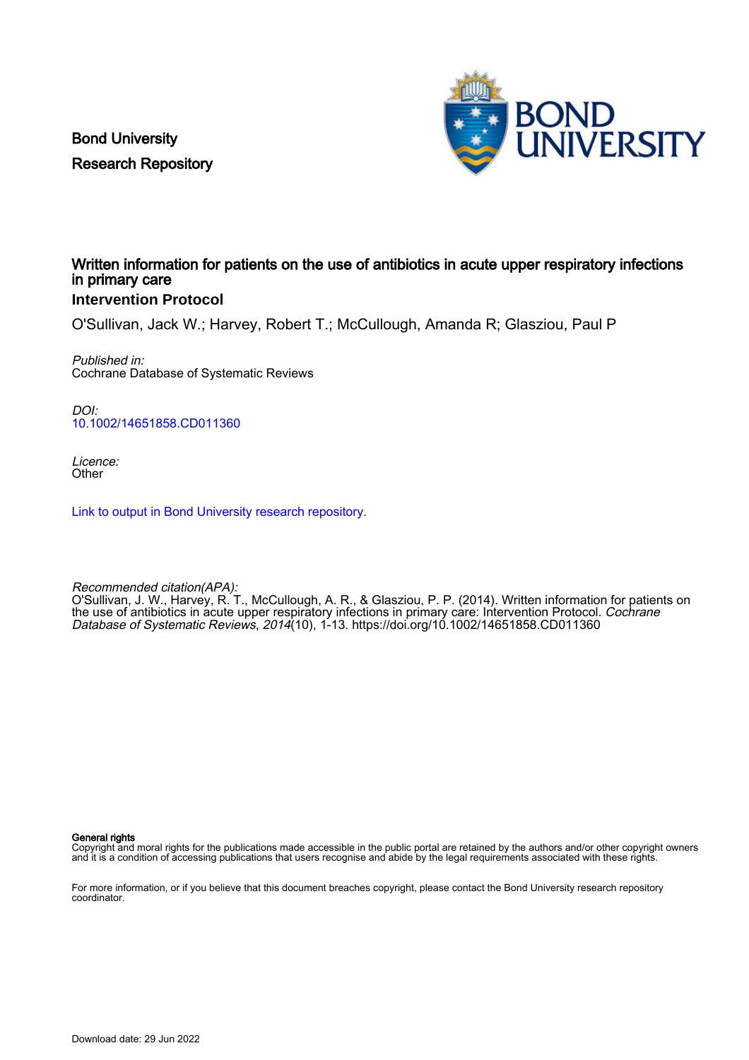Bond University
Research Repository

# Written information for patients on the use of antibiotics in acute upper respiratory infections in primary care

## Intervention Protocol

O'Sullivan, Jack W.; Harvey, Robert T.; McCullough, Amanda R; Glasziou, Paul P

*Published in:*
Cochrane Database of Systematic Reviews

*DOI:*
10.1002/14651858.CD011360

*Licence:*
Other

Link to output in Bond University research repository.

*Recommended citation(APA):*
O'Sullivan, J. W., Harvey, R. T., McCullough, A. R., & Glasziou, P. P. (2014). Written information for patients on the use of antibiotics in acute upper respiratory infections in primary care: Intervention Protocol. *Cochrane Database of Systematic Reviews*, *2014*(10), 1-13. https://doi.org/10.1002/14651858.CD011360

**General rights**
Copyright and moral rights for the publications made accessible in the public portal are retained by the authors and/or other copyright owners and it is a condition of accessing publications that users recognise and abide by the legal requirements associated with these rights.

For more information, or if you believe that this document breaches copyright, please contact the Bond University research repository coordinator.

Download date: 29 Jun 2022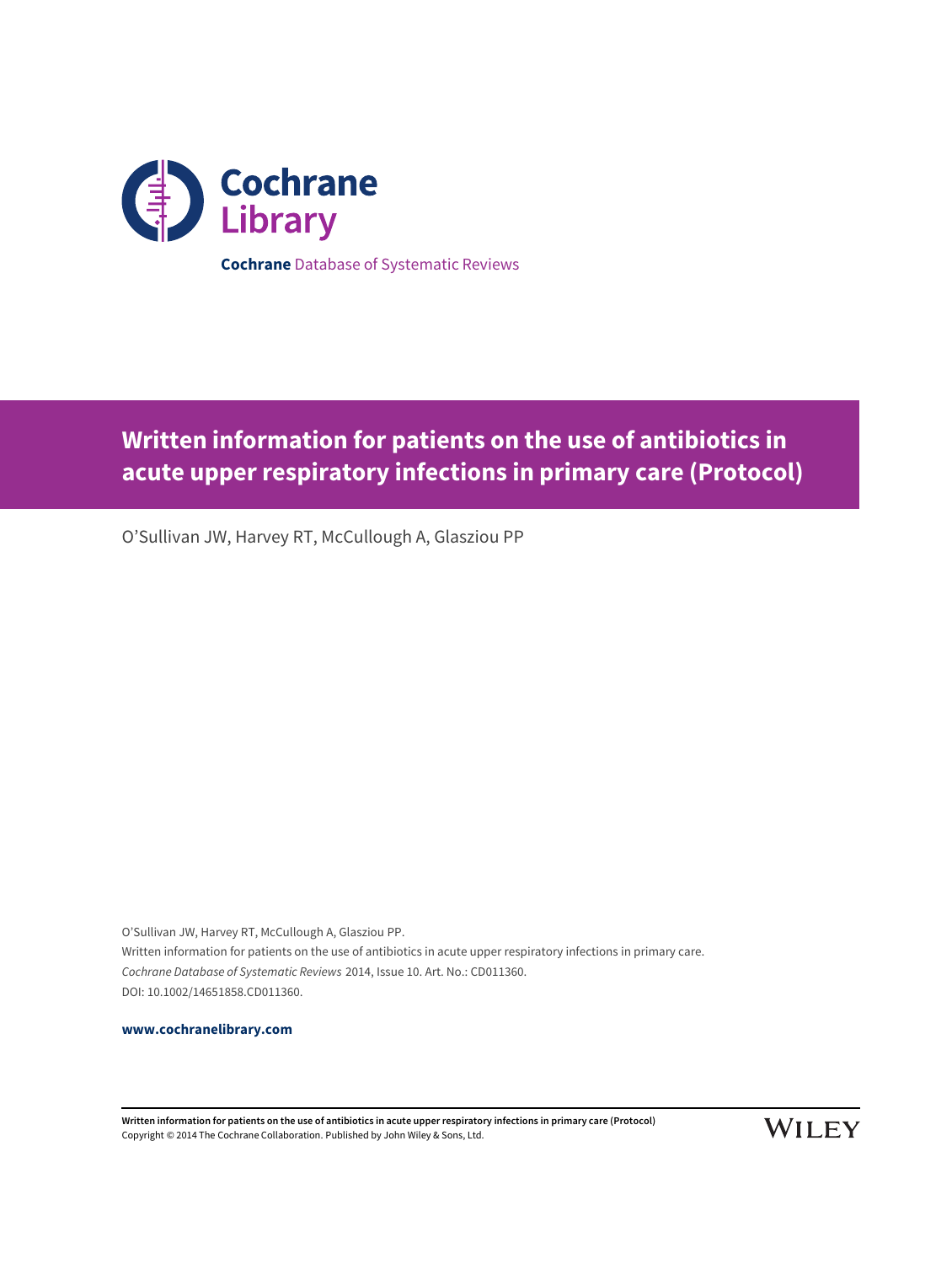# Written information for patients on the use of antibiotics in acute upper respiratory infections in primary care (Protocol)

O'Sullivan JW, Harvey RT, McCullough A, Glasziou PP

O'Sullivan JW, Harvey RT, McCullough A, Glasziou PP.
Written information for patients on the use of antibiotics in acute upper respiratory infections in primary care.
*Cochrane Database of Systematic Reviews* 2014, Issue 10. Art. No.: CD011360.
DOI: 10.1002/14651858.CD011360.

**www.cochranelibrary.com**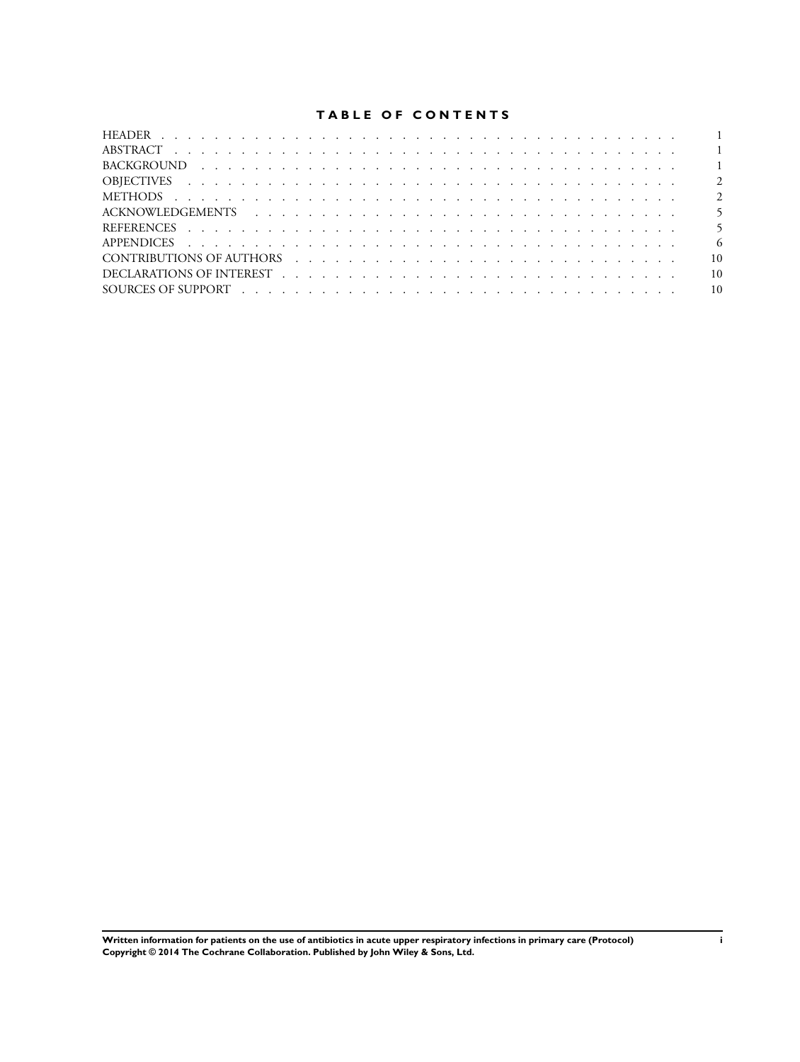# TABLE OF CONTENTS

| | |
|---|---|
| HEADER | 1 |
| ABSTRACT | 1 |
| BACKGROUND | 1 |
| OBJECTIVES | 2 |
| METHODS | 2 |
| ACKNOWLEDGEMENTS | 5 |
| REFERENCES | 5 |
| APPENDICES | 6 |
| CONTRIBUTIONS OF AUTHORS | 10 |
| DECLARATIONS OF INTEREST | 10 |
| SOURCES OF SUPPORT | 10 |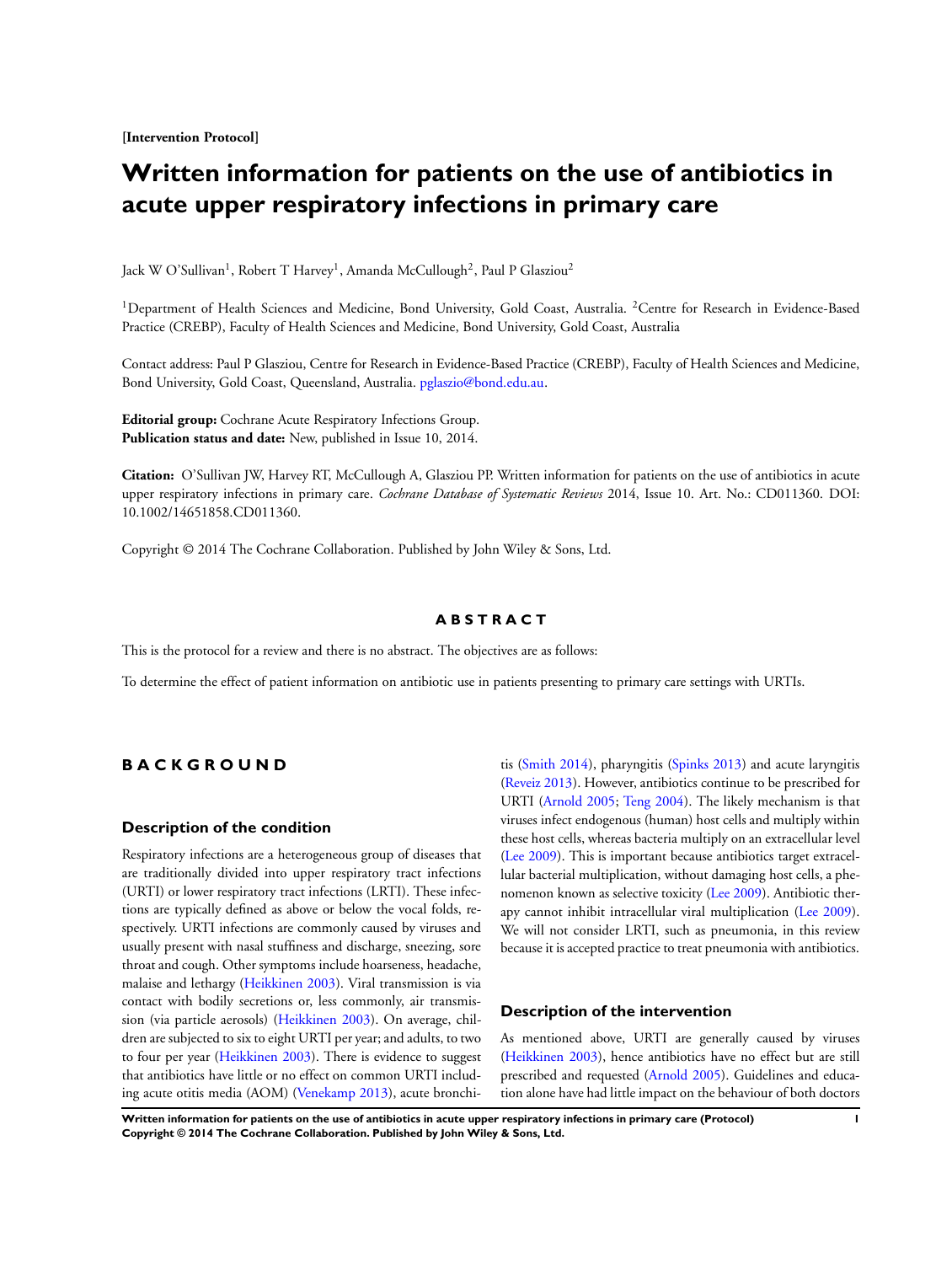**[Intervention Protocol]**

# Written information for patients on the use of antibiotics in acute upper respiratory infections in primary care

Jack W O'Sullivan[1], Robert T Harvey[1], Amanda McCullough[2], Paul P Glasziou[2]

[1]Department of Health Sciences and Medicine, Bond University, Gold Coast, Australia. [2]Centre for Research in Evidence-Based Practice (CREBP), Faculty of Health Sciences and Medicine, Bond University, Gold Coast, Australia

Contact address: Paul P Glasziou, Centre for Research in Evidence-Based Practice (CREBP), Faculty of Health Sciences and Medicine, Bond University, Gold Coast, Queensland, Australia. pglaszio@bond.edu.au.

**Editorial group:** Cochrane Acute Respiratory Infections Group.
**Publication status and date:** New, published in Issue 10, 2014.

**Citation:** O'Sullivan JW, Harvey RT, McCullough A, Glasziou PP. Written information for patients on the use of antibiotics in acute upper respiratory infections in primary care. *Cochrane Database of Systematic Reviews* 2014, Issue 10. Art. No.: CD011360. DOI: 10.1002/14651858.CD011360.

Copyright © 2014 The Cochrane Collaboration. Published by John Wiley & Sons, Ltd.

## ABSTRACT

This is the protocol for a review and there is no abstract. The objectives are as follows:

To determine the effect of patient information on antibiotic use in patients presenting to primary care settings with URTIs.

## BACKGROUND

### Description of the condition

Respiratory infections are a heterogeneous group of diseases that are traditionally divided into upper respiratory tract infections (URTI) or lower respiratory tract infections (LRTI). These infections are typically defined as above or below the vocal folds, respectively. URTI infections are commonly caused by viruses and usually present with nasal stuffiness and discharge, sneezing, sore throat and cough. Other symptoms include hoarseness, headache, malaise and lethargy (Heikkinen 2003). Viral transmission is via contact with bodily secretions or, less commonly, air transmission (via particle aerosols) (Heikkinen 2003). On average, children are subjected to six to eight URTI per year; and adults, to two to four per year (Heikkinen 2003). There is evidence to suggest that antibiotics have little or no effect on common URTI including acute otitis media (AOM) (Venekamp 2013), acute bronchitis (Smith 2014), pharyngitis (Spinks 2013) and acute laryngitis (Reveiz 2013). However, antibiotics continue to be prescribed for URTI (Arnold 2005; Teng 2004). The likely mechanism is that viruses infect endogenous (human) host cells and multiply within these host cells, whereas bacteria multiply on an extracellular level (Lee 2009). This is important because antibiotics target extracellular bacterial multiplication, without damaging host cells, a phenomenon known as selective toxicity (Lee 2009). Antibiotic therapy cannot inhibit intracellular viral multiplication (Lee 2009). We will not consider LRTI, such as pneumonia, in this review because it is accepted practice to treat pneumonia with antibiotics.

### Description of the intervention

As mentioned above, URTI are generally caused by viruses (Heikkinen 2003), hence antibiotics have no effect but are still prescribed and requested (Arnold 2005). Guidelines and education alone have had little impact on the behaviour of both doctors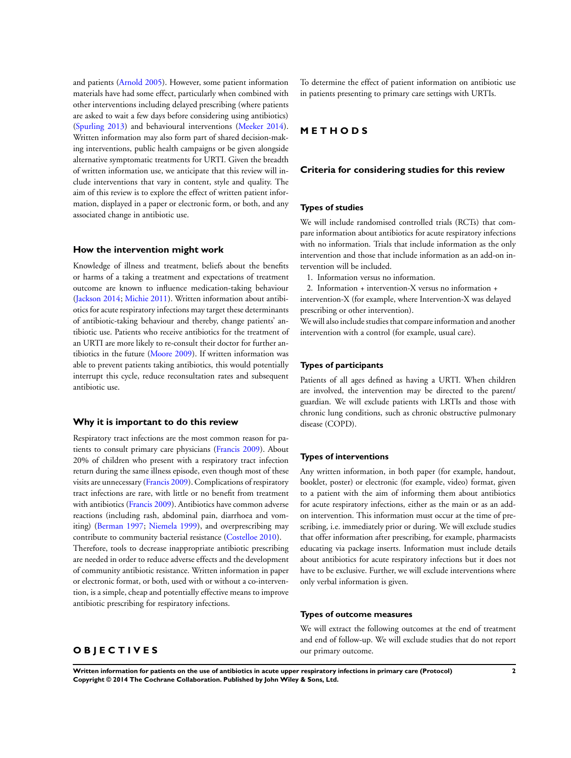and patients (Arnold 2005). However, some patient information materials have had some effect, particularly when combined with other interventions including delayed prescribing (where patients are asked to wait a few days before considering using antibiotics) (Spurling 2013) and behavioural interventions (Meeker 2014). Written information may also form part of shared decision-making interventions, public health campaigns or be given alongside alternative symptomatic treatments for URTI. Given the breadth of written information use, we anticipate that this review will include interventions that vary in content, style and quality. The aim of this review is to explore the effect of written patient information, displayed in a paper or electronic form, or both, and any associated change in antibiotic use.

### How the intervention might work

Knowledge of illness and treatment, beliefs about the benefits or harms of a taking a treatment and expectations of treatment outcome are known to influence medication-taking behaviour (Jackson 2014; Michie 2011). Written information about antibiotics for acute respiratory infections may target these determinants of antibiotic-taking behaviour and thereby, change patients' antibiotic use. Patients who receive antibiotics for the treatment of an URTI are more likely to re-consult their doctor for further antibiotics in the future (Moore 2009). If written information was able to prevent patients taking antibiotics, this would potentially interrupt this cycle, reduce reconsultation rates and subsequent antibiotic use.

### Why it is important to do this review

Respiratory tract infections are the most common reason for patients to consult primary care physicians (Francis 2009). About 20% of children who present with a respiratory tract infection return during the same illness episode, even though most of these visits are unnecessary (Francis 2009). Complications of respiratory tract infections are rare, with little or no benefit from treatment with antibiotics (Francis 2009). Antibiotics have common adverse reactions (including rash, abdominal pain, diarrhoea and vomiting) (Berman 1997; Niemela 1999), and overprescribing may contribute to community bacterial resistance (Costelloe 2010).

Therefore, tools to decrease inappropriate antibiotic prescribing are needed in order to reduce adverse effects and the development of community antibiotic resistance. Written information in paper or electronic format, or both, used with or without a co-intervention, is a simple, cheap and potentially effective means to improve antibiotic prescribing for respiratory infections.

# OBJECTIVES

To determine the effect of patient information on antibiotic use in patients presenting to primary care settings with URTIs.

# METHODS

## Criteria for considering studies for this review

### Types of studies

We will include randomised controlled trials (RCTs) that compare information about antibiotics for acute respiratory infections with no information. Trials that include information as the only intervention and those that include information as an add-on intervention will be included.

1. Information versus no information.
2. Information + intervention-X versus no information + intervention-X (for example, where Intervention-X was delayed prescribing or other intervention).

We will also include studies that compare information and another intervention with a control (for example, usual care).

### Types of participants

Patients of all ages defined as having a URTI. When children are involved, the intervention may be directed to the parent/guardian. We will exclude patients with LRTIs and those with chronic lung conditions, such as chronic obstructive pulmonary disease (COPD).

### Types of interventions

Any written information, in both paper (for example, handout, booklet, poster) or electronic (for example, video) format, given to a patient with the aim of informing them about antibiotics for acute respiratory infections, either as the main or as an add-on intervention. This information must occur at the time of prescribing, i.e. immediately prior or during. We will exclude studies that offer information after prescribing, for example, pharmacists educating via package inserts. Information must include details about antibiotics for acute respiratory infections but it does not have to be exclusive. Further, we will exclude interventions where only verbal information is given.

### Types of outcome measures

We will extract the following outcomes at the end of treatment and end of follow-up. We will exclude studies that do not report our primary outcome.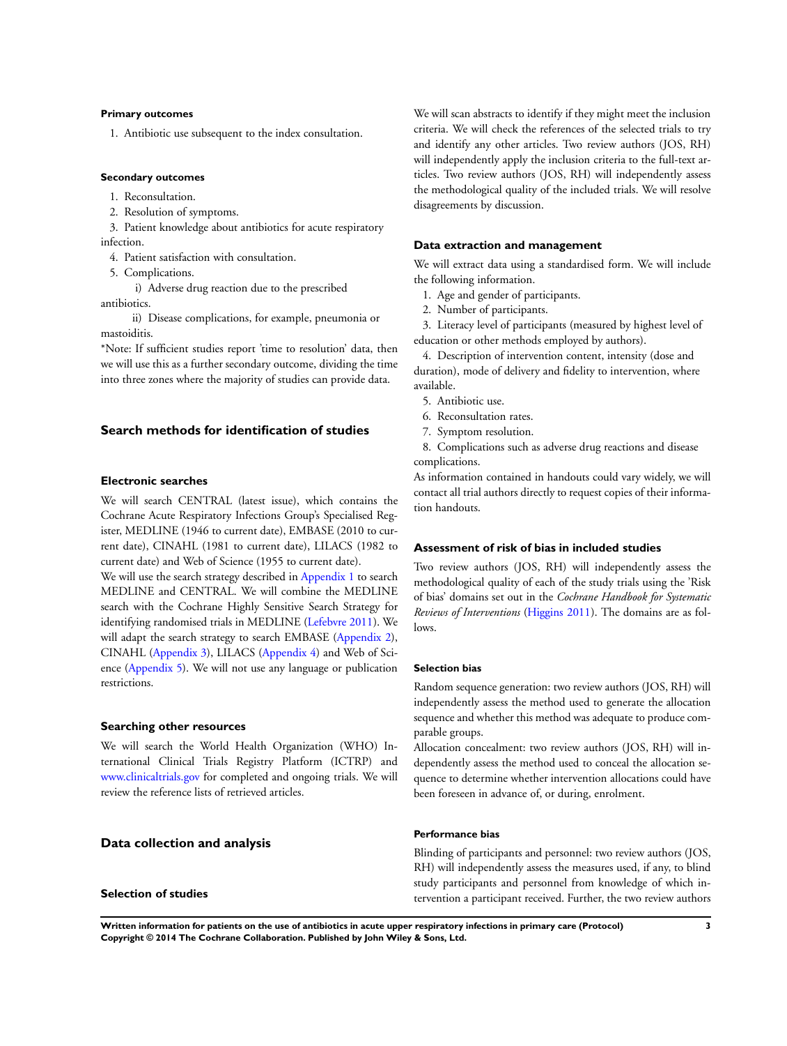#### Primary outcomes

1. Antibiotic use subsequent to the index consultation.

#### Secondary outcomes

1. Reconsultation.
2. Resolution of symptoms.
3. Patient knowledge about antibiotics for acute respiratory infection.
4. Patient satisfaction with consultation.
5. Complications.
   i) Adverse drug reaction due to the prescribed antibiotics.
   ii) Disease complications, for example, pneumonia or mastoiditis.

*Note: If sufficient studies report 'time to resolution' data, then we will use this as a further secondary outcome, dividing the time into three zones where the majority of studies can provide data.

## Search methods for identification of studies

### Electronic searches

We will search CENTRAL (latest issue), which contains the Cochrane Acute Respiratory Infections Group's Specialised Register, MEDLINE (1946 to current date), EMBASE (2010 to current date), CINAHL (1981 to current date), LILACS (1982 to current date) and Web of Science (1955 to current date).

We will use the search strategy described in Appendix 1 to search MEDLINE and CENTRAL. We will combine the MEDLINE search with the Cochrane Highly Sensitive Search Strategy for identifying randomised trials in MEDLINE (Lefebvre 2011). We will adapt the search strategy to search EMBASE (Appendix 2), CINAHL (Appendix 3), LILACS (Appendix 4) and Web of Science (Appendix 5). We will not use any language or publication restrictions.

### Searching other resources

We will search the World Health Organization (WHO) International Clinical Trials Registry Platform (ICTRP) and www.clinicaltrials.gov for completed and ongoing trials. We will review the reference lists of retrieved articles.

## Data collection and analysis

### Selection of studies

We will scan abstracts to identify if they might meet the inclusion criteria. We will check the references of the selected trials to try and identify any other articles. Two review authors (JOS, RH) will independently apply the inclusion criteria to the full-text articles. Two review authors (JOS, RH) will independently assess the methodological quality of the included trials. We will resolve disagreements by discussion.

### Data extraction and management

We will extract data using a standardised form. We will include the following information.

1. Age and gender of participants.
2. Number of participants.
3. Literacy level of participants (measured by highest level of education or other methods employed by authors).
4. Description of intervention content, intensity (dose and duration), mode of delivery and fidelity to intervention, where available.
5. Antibiotic use.
6. Reconsultation rates.
7. Symptom resolution.
8. Complications such as adverse drug reactions and disease complications.

As information contained in handouts could vary widely, we will contact all trial authors directly to request copies of their information handouts.

### Assessment of risk of bias in included studies

Two review authors (JOS, RH) will independently assess the methodological quality of each of the study trials using the 'Risk of bias' domains set out in the *Cochrane Handbook for Systematic Reviews of Interventions* (Higgins 2011). The domains are as follows.

#### Selection bias

Random sequence generation: two review authors (JOS, RH) will independently assess the method used to generate the allocation sequence and whether this method was adequate to produce comparable groups.

Allocation concealment: two review authors (JOS, RH) will independently assess the method used to conceal the allocation sequence to determine whether intervention allocations could have been foreseen in advance of, or during, enrolment.

#### Performance bias

Blinding of participants and personnel: two review authors (JOS, RH) will independently assess the measures used, if any, to blind study participants and personnel from knowledge of which intervention a participant received. Further, the two review authors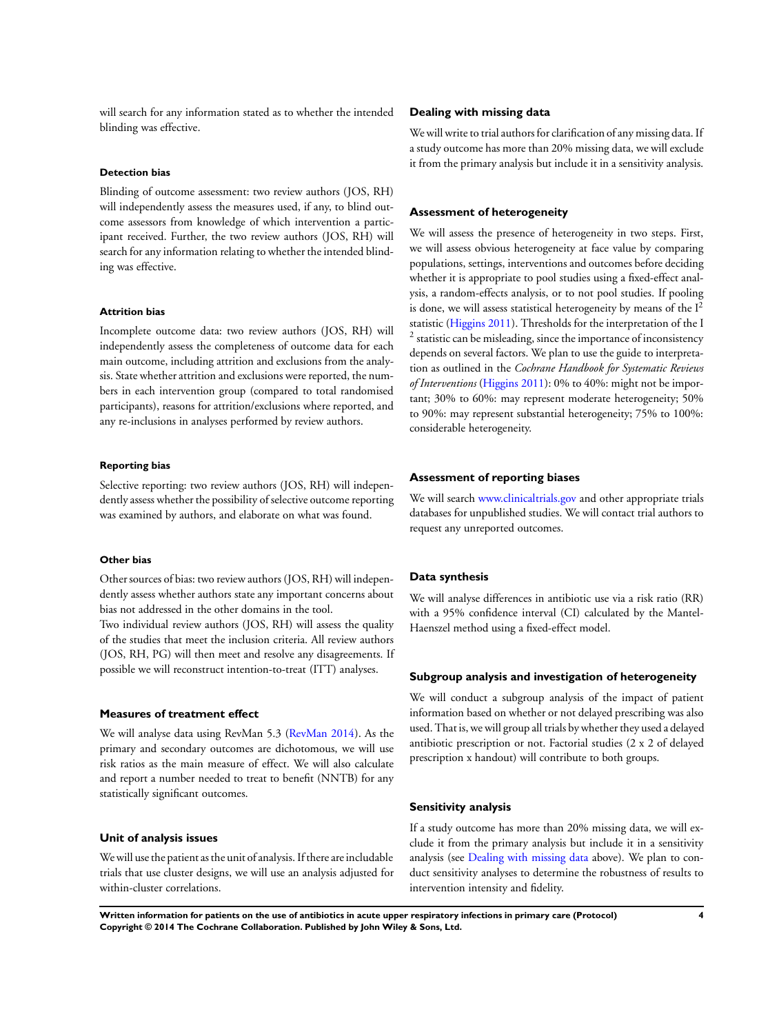will search for any information stated as to whether the intended blinding was effective.

#### Detection bias

Blinding of outcome assessment: two review authors (JOS, RH) will independently assess the measures used, if any, to blind outcome assessors from knowledge of which intervention a participant received. Further, the two review authors (JOS, RH) will search for any information relating to whether the intended blinding was effective.

#### Attrition bias

Incomplete outcome data: two review authors (JOS, RH) will independently assess the completeness of outcome data for each main outcome, including attrition and exclusions from the analysis. State whether attrition and exclusions were reported, the numbers in each intervention group (compared to total randomised participants), reasons for attrition/exclusions where reported, and any re-inclusions in analyses performed by review authors.

#### Reporting bias

Selective reporting: two review authors (JOS, RH) will independently assess whether the possibility of selective outcome reporting was examined by authors, and elaborate on what was found.

#### Other bias

Other sources of bias: two review authors (JOS, RH) will independently assess whether authors state any important concerns about bias not addressed in the other domains in the tool.

Two individual review authors (JOS, RH) will assess the quality of the studies that meet the inclusion criteria. All review authors (JOS, RH, PG) will then meet and resolve any disagreements. If possible we will reconstruct intention-to-treat (ITT) analyses.

### Measures of treatment effect

We will analyse data using RevMan 5.3 (RevMan 2014). As the primary and secondary outcomes are dichotomous, we will use risk ratios as the main measure of effect. We will also calculate and report a number needed to treat to benefit (NNTB) for any statistically significant outcomes.

### Unit of analysis issues

We will use the patient as the unit of analysis. If there are includable trials that use cluster designs, we will use an analysis adjusted for within-cluster correlations.

### Dealing with missing data

We will write to trial authors for clarification of any missing data. If a study outcome has more than 20% missing data, we will exclude it from the primary analysis but include it in a sensitivity analysis.

### Assessment of heterogeneity

We will assess the presence of heterogeneity in two steps. First, we will assess obvious heterogeneity at face value by comparing populations, settings, interventions and outcomes before deciding whether it is appropriate to pool studies using a fixed-effect analysis, a random-effects analysis, or to not pool studies. If pooling is done, we will assess statistical heterogeneity by means of the $I^2$ statistic (Higgins 2011). Thresholds for the interpretation of the $I^2$ statistic can be misleading, since the importance of inconsistency depends on several factors. We plan to use the guide to interpretation as outlined in the *Cochrane Handbook for Systematic Reviews of Interventions* (Higgins 2011): 0% to 40%: might not be important; 30% to 60%: may represent moderate heterogeneity; 50% to 90%: may represent substantial heterogeneity; 75% to 100%: considerable heterogeneity.

### Assessment of reporting biases

We will search www.clinicaltrials.gov and other appropriate trials databases for unpublished studies. We will contact trial authors to request any unreported outcomes.

### Data synthesis

We will analyse differences in antibiotic use via a risk ratio (RR) with a 95% confidence interval (CI) calculated by the Mantel-Haenszel method using a fixed-effect model.

### Subgroup analysis and investigation of heterogeneity

We will conduct a subgroup analysis of the impact of patient information based on whether or not delayed prescribing was also used. That is, we will group all trials by whether they used a delayed antibiotic prescription or not. Factorial studies (2 x 2 of delayed prescription x handout) will contribute to both groups.

### Sensitivity analysis

If a study outcome has more than 20% missing data, we will exclude it from the primary analysis but include it in a sensitivity analysis (see Dealing with missing data above). We plan to conduct sensitivity analyses to determine the robustness of results to intervention intensity and fidelity.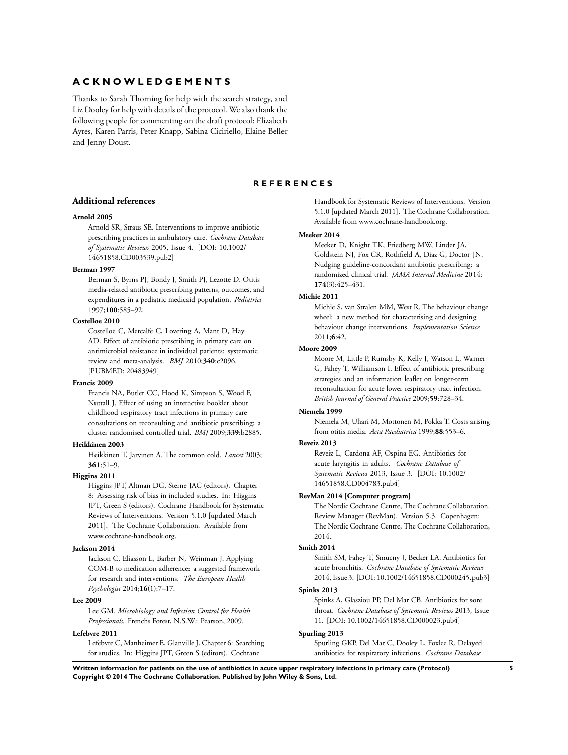# ACKNOWLEDGEMENTS

Thanks to Sarah Thorning for help with the search strategy, and Liz Dooley for help with details of the protocol. We also thank the following people for commenting on the draft protocol: Elizabeth Ayres, Karen Parris, Peter Knapp, Sabina Ciciriello, Elaine Beller and Jenny Doust.

# REFERENCES

## Additional references

**Arnold 2005**

Arnold SR, Straus SE. Interventions to improve antibiotic prescribing practices in ambulatory care. *Cochrane Database of Systematic Reviews* 2005, Issue 4. [DOI: 10.1002/14651858.CD003539.pub2]

**Berman 1997**

Berman S, Byrns PJ, Bondy J, Smith PJ, Lezotte D. Otitis media-related antibiotic prescribing patterns, outcomes, and expenditures in a pediatric medicaid population. *Pediatrics* 1997;**100**:585–92.

**Costelloe 2010**

Costelloe C, Metcalfe C, Lovering A, Mant D, Hay AD. Effect of antibiotic prescribing in primary care on antimicrobial resistance in individual patients: systematic review and meta-analysis. *BMJ* 2010;**340**:c2096. [PUBMED: 20483949]

**Francis 2009**

Francis NA, Butler CC, Hood K, Simpson S, Wood F, Nuttall J. Effect of using an interactive booklet about childhood respiratory tract infections in primary care consultations on reconsulting and antibiotic prescribing: a cluster randomised controlled trial. *BMJ* 2009;**339**:b2885.

**Heikkinen 2003**

Heikkinen T, Jarvinen A. The common cold. *Lancet* 2003; **361**:51–9.

**Higgins 2011**

Higgins JPT, Altman DG, Sterne JAC (editors). Chapter 8: Assessing risk of bias in included studies. In: Higgins JPT, Green S (editors). Cochrane Handbook for Systematic Reviews of Interventions. Version 5.1.0 [updated March 2011]. The Cochrane Collaboration. Available from www.cochrane-handbook.org.

**Jackson 2014**

Jackson C, Eliasson L, Barber N, Weinman J. Applying COM-B to medication adherence: a suggested framework for research and interventions. *The European Health Psychologist* 2014;**16**(1):7–17.

**Lee 2009**

Lee GM. *Microbiology and Infection Control for Health Professionals*. Frenchs Forest, N.S.W.: Pearson, 2009.

**Lefebvre 2011**

Lefebvre C, Manheimer E, Glanville J. Chapter 6: Searching for studies. In: Higgins JPT, Green S (editors). Cochrane Handbook for Systematic Reviews of Interventions. Version 5.1.0 [updated March 2011]. The Cochrane Collaboration. Available from www.cochrane-handbook.org.

**Meeker 2014**

Meeker D, Knight TK, Friedberg MW, Linder JA, Goldstein NJ, Fox CR, Rothfield A, Diaz G, Doctor JN. Nudging guideline-concordant antibiotic prescribing: a randomized clinical trial. *JAMA Internal Medicine* 2014; **174**(3):425–431.

**Michie 2011**

Michie S, van Stralen MM, West R. The behaviour change wheel: a new method for characterising and designing behaviour change interventions. *Implementation Science* 2011;**6**:42.

**Moore 2009**

Moore M, Little P, Rumsby K, Kelly J, Watson L, Warner G, Fahey T, Williamson I. Effect of antibiotic prescribing strategies and an information leaflet on longer-term reconsultation for acute lower respiratory tract infection. *British Journal of General Practice* 2009;**59**:728–34.

**Niemela 1999**

Niemela M, Uhari M, Mottonen M, Pokka T. Costs arising from otitis media. *Acta Paediatrica* 1999;**88**:553–6.

**Reveiz 2013**

Reveiz L, Cardona AF, Ospina EG. Antibiotics for acute laryngitis in adults. *Cochrane Database of Systematic Reviews* 2013, Issue 3. [DOI: 10.1002/14651858.CD004783.pub4]

**RevMan 2014 [Computer program]**

The Nordic Cochrane Centre, The Cochrane Collaboration. Review Manager (RevMan). Version 5.3. Copenhagen: The Nordic Cochrane Centre, The Cochrane Collaboration, 2014.

**Smith 2014**

Smith SM, Fahey T, Smucny J, Becker LA. Antibiotics for acute bronchitis. *Cochrane Database of Systematic Reviews* 2014, Issue 3. [DOI: 10.1002/14651858.CD000245.pub3]

**Spinks 2013**

Spinks A, Glasziou PP, Del Mar CB. Antibiotics for sore throat. *Cochrane Database of Systematic Reviews* 2013, Issue 11. [DOI: 10.1002/14651858.CD000023.pub4]

**Spurling 2013**

Spurling GKP, Del Mar C, Dooley L, Foxlee R. Delayed antibiotics for respiratory infections. *Cochrane Database*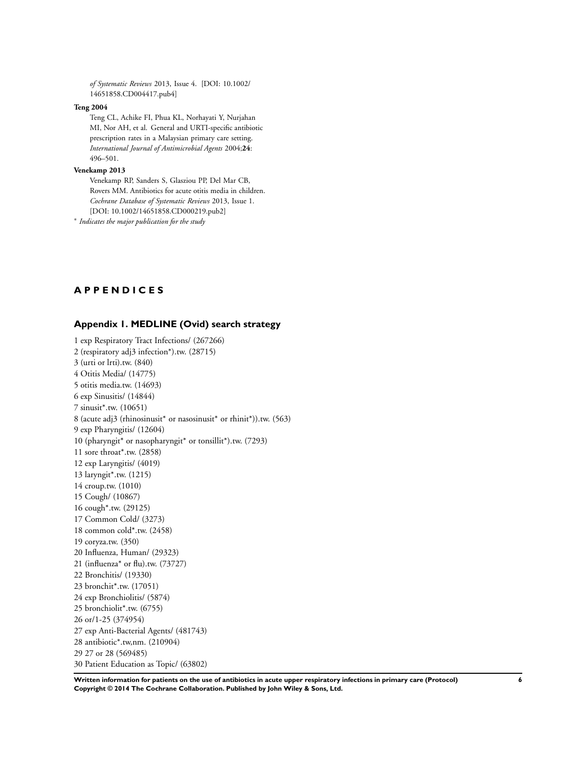*of Systematic Reviews* 2013, Issue 4. [DOI: 10.1002/14651858.CD004417.pub4]

**Teng 2004**

Teng CL, Achike FI, Phua KL, Norhayati Y, Nurjahan MI, Nor AH, et al. General and URTI-specific antibiotic prescription rates in a Malaysian primary care setting. *International Journal of Antimicrobial Agents* 2004;**24**: 496–501.

**Venekamp 2013**

Venekamp RP, Sanders S, Glasziou PP, Del Mar CB, Rovers MM. Antibiotics for acute otitis media in children. *Cochrane Database of Systematic Reviews* 2013, Issue 1. [DOI: 10.1002/14651858.CD000219.pub2]

\* *Indicates the major publication for the study*

# APPENDICES

## Appendix 1. MEDLINE (Ovid) search strategy

1 exp Respiratory Tract Infections/ (267266)
2 (respiratory adj3 infection*).tw. (28715)
3 (urti or lrti).tw. (840)
4 Otitis Media/ (14775)
5 otitis media.tw. (14693)
6 exp Sinusitis/ (14844)
7 sinusit*.tw. (10651)
8 (acute adj3 (rhinosinusit* or nasosinusit* or rhinit*)).tw. (563)
9 exp Pharyngitis/ (12604)
10 (pharyngit* or nasopharyngit* or tonsillit*).tw. (7293)
11 sore throat*.tw. (2858)
12 exp Laryngitis/ (4019)
13 laryngit*.tw. (1215)
14 croup.tw. (1010)
15 Cough/ (10867)
16 cough*.tw. (29125)
17 Common Cold/ (3273)
18 common cold*.tw. (2458)
19 coryza.tw. (350)
20 Influenza, Human/ (29323)
21 (influenza* or flu).tw. (73727)
22 Bronchitis/ (19330)
23 bronchit*.tw. (17051)
24 exp Bronchiolitis/ (5874)
25 bronchiolit*.tw. (6755)
26 or/1-25 (374954)
27 exp Anti-Bacterial Agents/ (481743)
28 antibiotic*.tw,nm. (210904)
29 27 or 28 (569485)
30 Patient Education as Topic/ (63802)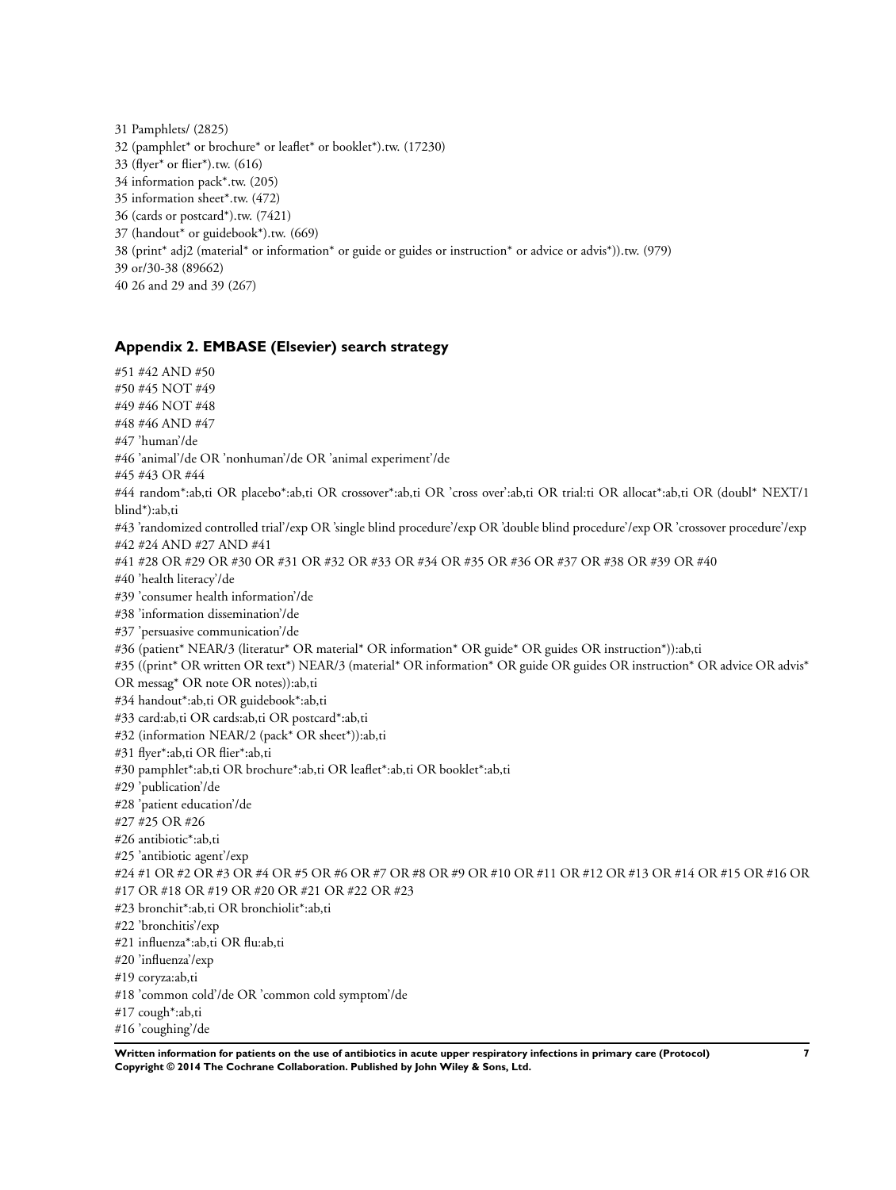31 Pamphlets/ (2825)
32 (pamphlet* or brochure* or leaflet* or booklet*).tw. (17230)
33 (flyer* or flier*).tw. (616)
34 information pack*.tw. (205)
35 information sheet*.tw. (472)
36 (cards or postcard*).tw. (7421)
37 (handout* or guidebook*).tw. (669)
38 (print* adj2 (material* or information* or guide or guides or instruction* or advice or advis*)).tw. (979)
39 or/30-38 (89662)
40 26 and 29 and 39 (267)

## Appendix 2. EMBASE (Elsevier) search strategy

#51 #42 AND #50
#50 #45 NOT #49
#49 #46 NOT #48
#48 #46 AND #47
#47 'human'/de
#46 'animal'/de OR 'nonhuman'/de OR 'animal experiment'/de
#45 #43 OR #44
#44 random*:ab,ti OR placebo*:ab,ti OR crossover*:ab,ti OR 'cross over':ab,ti OR trial:ti OR allocat*:ab,ti OR (doubl* NEXT/1 blind*):ab,ti
#43 'randomized controlled trial'/exp OR 'single blind procedure'/exp OR 'double blind procedure'/exp OR 'crossover procedure'/exp
#42 #24 AND #27 AND #41
#41 #28 OR #29 OR #30 OR #31 OR #32 OR #33 OR #34 OR #35 OR #36 OR #37 OR #38 OR #39 OR #40
#40 'health literacy'/de
#39 'consumer health information'/de
#38 'information dissemination'/de
#37 'persuasive communication'/de
#36 (patient* NEAR/3 (literatur* OR material* OR information* OR guide* OR guides OR instruction*)):ab,ti
#35 ((print* OR written OR text*) NEAR/3 (material* OR information* OR guide OR guides OR instruction* OR advice OR advis* OR messag* OR note OR notes)):ab,ti
#34 handout*:ab,ti OR guidebook*:ab,ti
#33 card:ab,ti OR cards:ab,ti OR postcard*:ab,ti
#32 (information NEAR/2 (pack* OR sheet*)):ab,ti
#31 flyer*:ab,ti OR flier*:ab,ti
#30 pamphlet*:ab,ti OR brochure*:ab,ti OR leaflet*:ab,ti OR booklet*:ab,ti
#29 'publication'/de
#28 'patient education'/de
#27 #25 OR #26
#26 antibiotic*:ab,ti
#25 'antibiotic agent'/exp
#24 #1 OR #2 OR #3 OR #4 OR #5 OR #6 OR #7 OR #8 OR #9 OR #10 OR #11 OR #12 OR #13 OR #14 OR #15 OR #16 OR #17 OR #18 OR #19 OR #20 OR #21 OR #22 OR #23
#23 bronchit*:ab,ti OR bronchiolit*:ab,ti
#22 'bronchitis'/exp
#21 influenza*:ab,ti OR flu:ab,ti
#20 'influenza'/exp
#19 coryza:ab,ti
#18 'common cold'/de OR 'common cold symptom'/de
#17 cough*:ab,ti
#16 'coughing'/de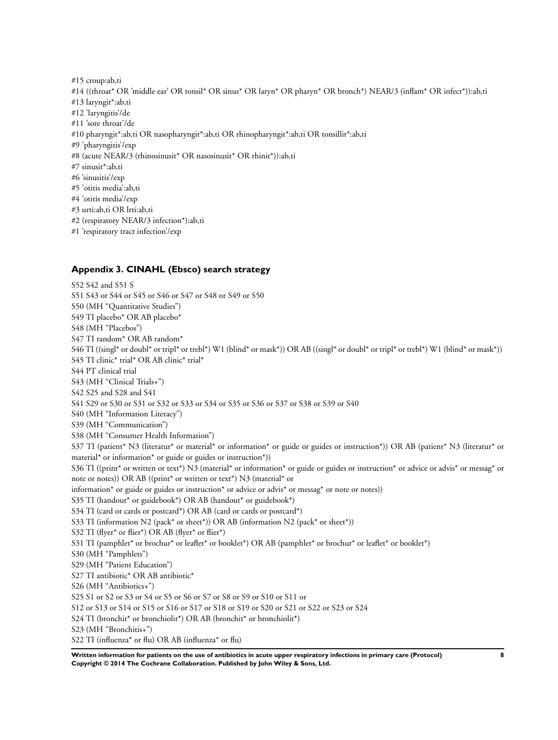#15 croup:ab,ti

#14 ((throat* OR 'middle ear' OR tonsil* OR sinus* OR laryn* OR pharyn* OR bronch*) NEAR/3 (inflam* OR infect*)):ab,ti

#13 laryngit*:ab,ti

#12 'laryngitis'/de

#11 'sore throat'/de

#10 pharyngit*:ab,ti OR nasopharyngit*:ab,ti OR rhinopharyngit*:ab,ti OR tonsillit*:ab,ti

#9 'pharyngitis'/exp

#8 (acute NEAR/3 (rhinosinusit* OR nasosinusit* OR rhinit*)):ab,ti

#7 sinusit*:ab,ti

#6 'sinusitis'/exp

#5 'otitis media':ab,ti

#4 'otitis media'/exp

#3 urti:ab,ti OR lrti:ab,ti

#2 (respiratory NEAR/3 infection*):ab,ti

#1 'respiratory tract infection'/exp

### Appendix 3. CINAHL (Ebsco) search strategy

S52 S42 and S51 S

S51 S43 or S44 or S45 or S46 or S47 or S48 or S49 or S50

S50 (MH "Quantitative Studies")

S49 TI placebo* OR AB placebo*

S48 (MH "Placebos")

S47 TI random* OR AB random*

S46 TI ((singl* or doubl* or tripl* or trebl*) W1 (blind* or mask*)) OR AB ((singl* or doubl* or tripl* or trebl*) W1 (blind* or mask*))

S45 TI clinic* trial* OR AB clinic* trial*

S44 PT clinical trial

S43 (MH "Clinical Trials+")

S42 S25 and S28 and S41

S41 S29 or S30 or S31 or S32 or S33 or S34 or S35 or S36 or S37 or S38 or S39 or S40

S40 (MH "Information Literacy")

S39 (MH "Communication")

S38 (MH "Consumer Health Information")

S37 TI (patient* N3 (literatur* or material* or information* or guide or guides or instruction*)) OR AB (patient* N3 (literatur* or material* or information* or guide or guides or instruction*))

S36 TI ((print* or written or text*) N3 (material* or information* or guide or guides or instruction* or advice or advis* or messag* or note or notes)) OR AB ((print* or written or text*) N3 (material* or information* or guide or guides or instruction* or advice or advis* or messag* or note or notes))

S35 TI (handout* or guidebook*) OR AB (handout* or guidebook*)

S34 TI (card or cards or postcard*) OR AB (card or cards or postcard*)

S33 TI (information N2 (pack* or sheet*)) OR AB (information N2 (pack* or sheet*))

S32 TI (flyer* or flier*) OR AB (flyer* or flier*)

S31 TI (pamphlet* or brochur* or leaflet* or booklet*) OR AB (pamphlet* or brochur* or leaflet* or booklet*)

S30 (MH "Pamphlets")

S29 (MH "Patient Education")

S27 TI antibiotic* OR AB antibiotic*

S26 (MH "Antibiotics+")

S25 S1 or S2 or S3 or S4 or S5 or S6 or S7 or S8 or S9 or S10 or S11 or S12 or S13 or S14 or S15 or S16 or S17 or S18 or S19 or S20 or S21 or S22 or S23 or S24

S24 TI (bronchit* or bronchiolit*) OR AB (bronchit* or bronchiolit*)

S23 (MH "Bronchitis+")

S22 TI (influenza* or flu) OR AB (influenza* or flu)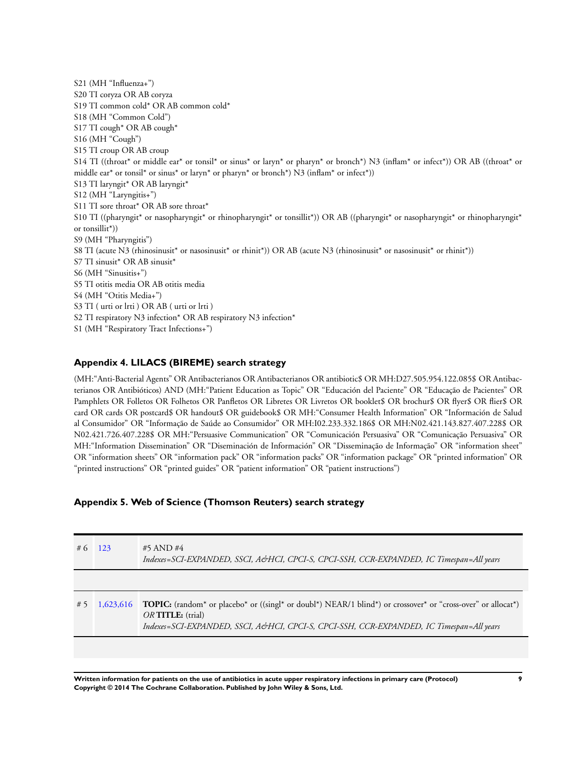S21 (MH “Influenza+”)
S20 TI coryza OR AB coryza
S19 TI common cold* OR AB common cold*
S18 (MH “Common Cold”)
S17 TI cough* OR AB cough*
S16 (MH “Cough”)
S15 TI croup OR AB croup
S14 TI ((throat* or middle ear* or tonsil* or sinus* or laryn* or pharyn* or bronch*) N3 (inflam* or infect*)) OR AB ((throat* or middle ear* or tonsil* or sinus* or laryn* or pharyn* or bronch*) N3 (inflam* or infect*))
S13 TI laryngit* OR AB laryngit*
S12 (MH “Laryngitis+”)
S11 TI sore throat* OR AB sore throat*
S10 TI ((pharyngit* or nasopharyngit* or rhinopharyngit* or tonsillit*)) OR AB ((pharyngit* or nasopharyngit* or rhinopharyngit* or tonsillit*))
S9 (MH “Pharyngitis”)
S8 TI (acute N3 (rhinosinusit* or nasosinusit* or rhinit*)) OR AB (acute N3 (rhinosinusit* or nasosinusit* or rhinit*))
S7 TI sinusit* OR AB sinusit*
S6 (MH “Sinusitis+”)
S5 TI otitis media OR AB otitis media
S4 (MH “Otitis Media+”)
S3 TI ( urti or lrti ) OR AB ( urti or lrti )
S2 TI respiratory N3 infection* OR AB respiratory N3 infection*
S1 (MH “Respiratory Tract Infections+”)

### Appendix 4. LILACS (BIREME) search strategy

(MH:“Anti-Bacterial Agents” OR Antibacterianos OR Antibacterianos OR antibiotic$ OR MH:D27.505.954.122.085$ OR Antibacterianos OR Antibióticos) AND (MH:“Patient Education as Topic” OR “Educación del Paciente” OR “Educação de Pacientes” OR Pamphlets OR Folletos OR Folhetos OR Panfletos OR Libretes OR Livretos OR booklet$ OR brochur$ OR flyer$ OR flier$ OR card OR cards OR postcard$ OR handout$ OR guidebook$ OR MH:“Consumer Health Information” OR “Información de Salud al Consumidor” OR “Informação de Saúde ao Consumidor” OR MH:I02.233.332.186$ OR MH:N02.421.143.827.407.228$ OR N02.421.726.407.228$ OR MH:“Persuasive Communication” OR “Comunicación Persuasiva” OR “Comunicação Persuasiva” OR MH:“Information Dissemination” OR “Diseminación de Información” OR “Disseminação de Informação” OR “information sheet” OR “information sheets” OR “information pack” OR “information packs” OR “information package” OR “printed information” OR “printed instructions” OR “printed guides” OR “patient information” OR “patient instructions”)

### Appendix 5. Web of Science (Thomson Reuters) search strategy

| | | |
|---|---|---|
| # 6 | 123 | #5 AND #4<br>*Indexes=SCI-EXPANDED, SSCI, A&HCI, CPCI-S, CPCI-SSH, CCR-EXPANDED, IC Timespan=All years* |
| | | |
| # 5 | 1,623,616 | **TOPIC:** (random* or placebo* or ((singl* or doubl*) NEAR/1 blind*) or crossover* or “cross-over” or allocat*) *OR* **TITLE:** (trial)<br>*Indexes=SCI-EXPANDED, SSCI, A&HCI, CPCI-S, CPCI-SSH, CCR-EXPANDED, IC Timespan=All years* |
| | | |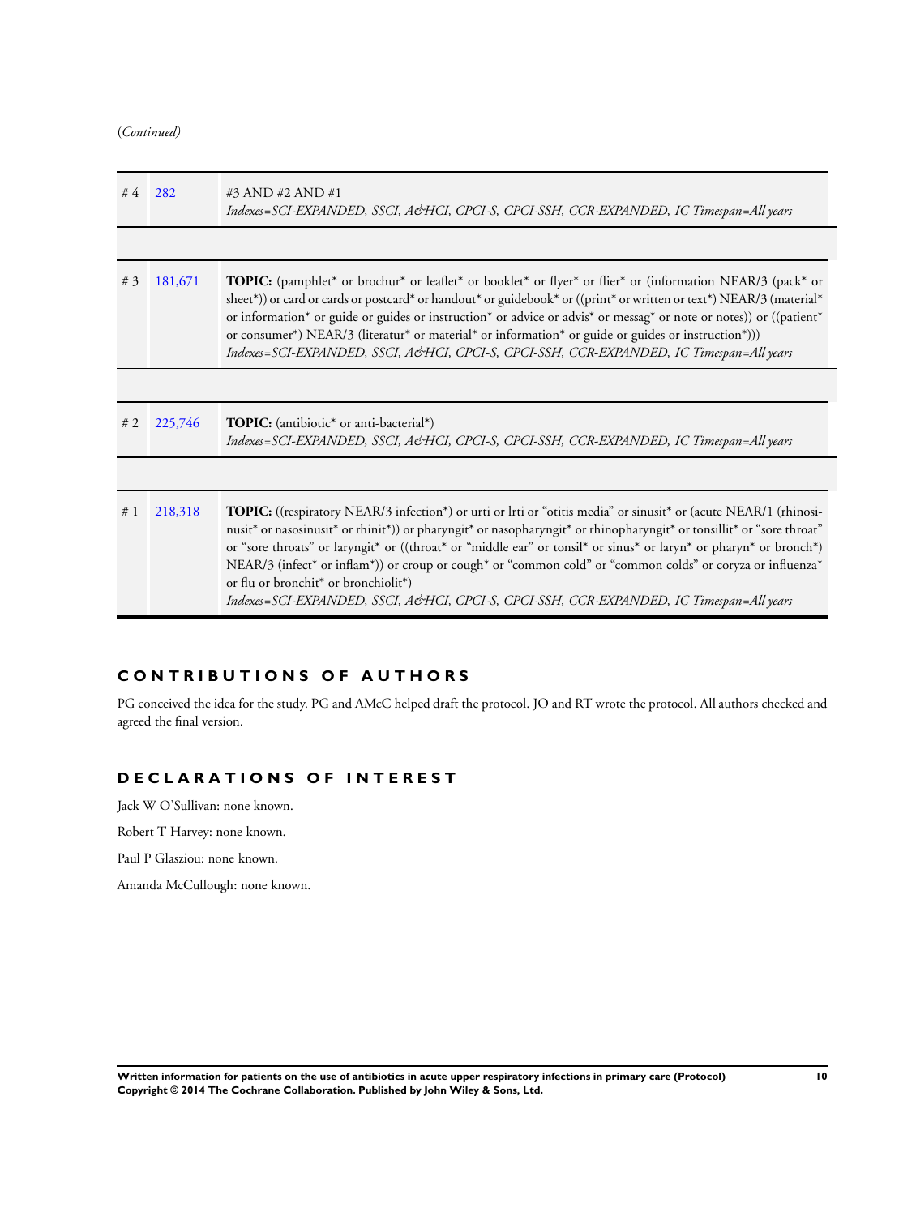(*Continued*)

| | | |
|---|---|---|
| # 4 | 282 | #3 AND #2 AND #1<br>*Indexes=SCI-EXPANDED, SSCI, A&HCI, CPCI-S, CPCI-SSH, CCR-EXPANDED, IC Timespan=All years* |
| # 3 | 181,671 | **TOPIC:** (pamphlet* or brochur* or leaflet* or booklet* or flyer* or flier* or (information NEAR/3 (pack* or sheet*)) or card or cards or postcard* or handout* or guidebook* or ((print* or written or text*) NEAR/3 (material* or information* or guide or guides or instruction* or advice or advis* or messag* or note or notes)) or ((patient* or consumer*) NEAR/3 (literatur* or material* or information* or guide or guides or instruction*)))<br>*Indexes=SCI-EXPANDED, SSCI, A&HCI, CPCI-S, CPCI-SSH, CCR-EXPANDED, IC Timespan=All years* |
| # 2 | 225,746 | **TOPIC:** (antibiotic* or anti-bacterial*)<br>*Indexes=SCI-EXPANDED, SSCI, A&HCI, CPCI-S, CPCI-SSH, CCR-EXPANDED, IC Timespan=All years* |
| # 1 | 218,318 | **TOPIC:** ((respiratory NEAR/3 infection*) or urti or lrti or "otitis media" or sinusit* or (acute NEAR/1 (rhinosinusit* or nasosinusit* or rhinit*)) or pharyngit* or nasopharyngit* or rhinopharyngit* or tonsillit* or "sore throat" or "sore throats" or laryngit* or ((throat* or "middle ear" or tonsil* or sinus* or laryn* or pharyn* or bronch*) NEAR/3 (infect* or inflam*)) or croup or cough* or "common cold" or "common colds" or coryza or influenza* or flu or bronchit* or bronchiolit*)<br>*Indexes=SCI-EXPANDED, SSCI, A&HCI, CPCI-S, CPCI-SSH, CCR-EXPANDED, IC Timespan=All years* |

## CONTRIBUTIONS OF AUTHORS

PG conceived the idea for the study. PG and AMcC helped draft the protocol. JO and RT wrote the protocol. All authors checked and agreed the final version.

## DECLARATIONS OF INTEREST

Jack W O'Sullivan: none known.

Robert T Harvey: none known.

Paul P Glasziou: none known.

Amanda McCullough: none known.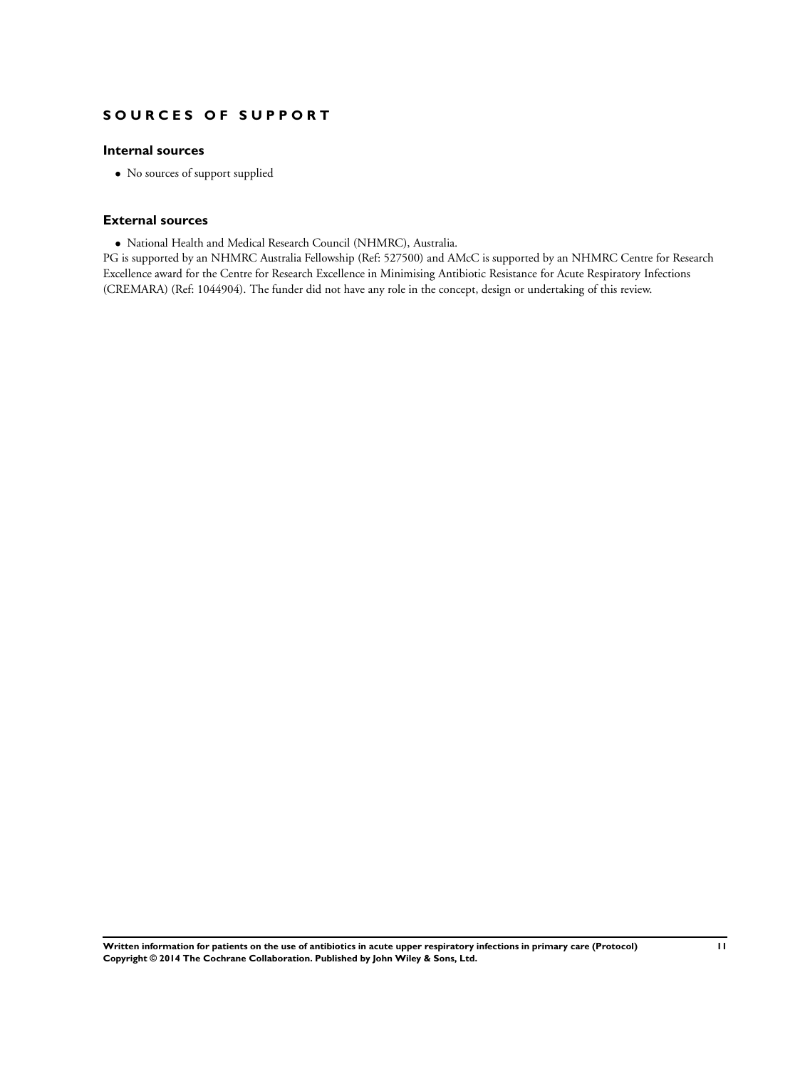## SOURCES OF SUPPORT

### Internal sources

- No sources of support supplied

### External sources

- National Health and Medical Research Council (NHMRC), Australia.

PG is supported by an NHMRC Australia Fellowship (Ref: 527500) and AMcC is supported by an NHMRC Centre for Research Excellence award for the Centre for Research Excellence in Minimising Antibiotic Resistance for Acute Respiratory Infections (CREMARA) (Ref: 1044904). The funder did not have any role in the concept, design or undertaking of this review.